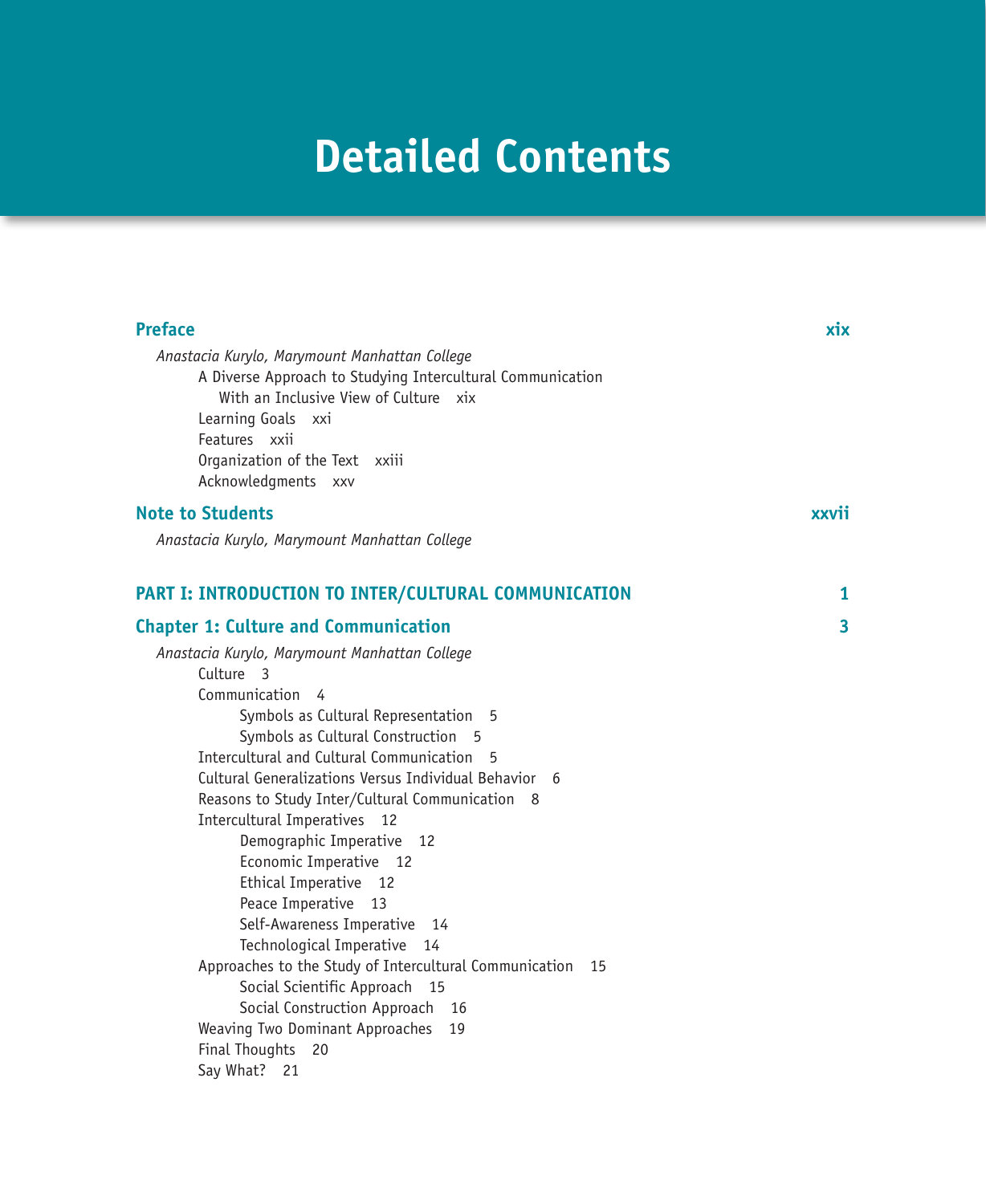# Detailed Contents

**Preface** **xix**

*Anastacia Kurylo, Marymount Manhattan College*

- A Diverse Approach to Studying Intercultural Communication With an Inclusive View of Culture xix
- Learning Goals xxi
- Features xxii
- Organization of the Text xxiii
- Acknowledgments xxv

**Note to Students** **xxvii**

*Anastacia Kurylo, Marymount Manhattan College*

## PART I: INTRODUCTION TO INTER/CULTURAL COMMUNICATION 1

### Chapter 1: Culture and Communication 3

*Anastacia Kurylo, Marymount Manhattan College*

- Culture 3
- Communication 4
  - Symbols as Cultural Representation 5
  - Symbols as Cultural Construction 5
- Intercultural and Cultural Communication 5
- Cultural Generalizations Versus Individual Behavior 6
- Reasons to Study Inter/Cultural Communication 8
- Intercultural Imperatives 12
  - Demographic Imperative 12
  - Economic Imperative 12
  - Ethical Imperative 12
  - Peace Imperative 13
  - Self-Awareness Imperative 14
  - Technological Imperative 14
- Approaches to the Study of Intercultural Communication 15
  - Social Scientific Approach 15
  - Social Construction Approach 16
- Weaving Two Dominant Approaches 19
- Final Thoughts 20
- Say What? 21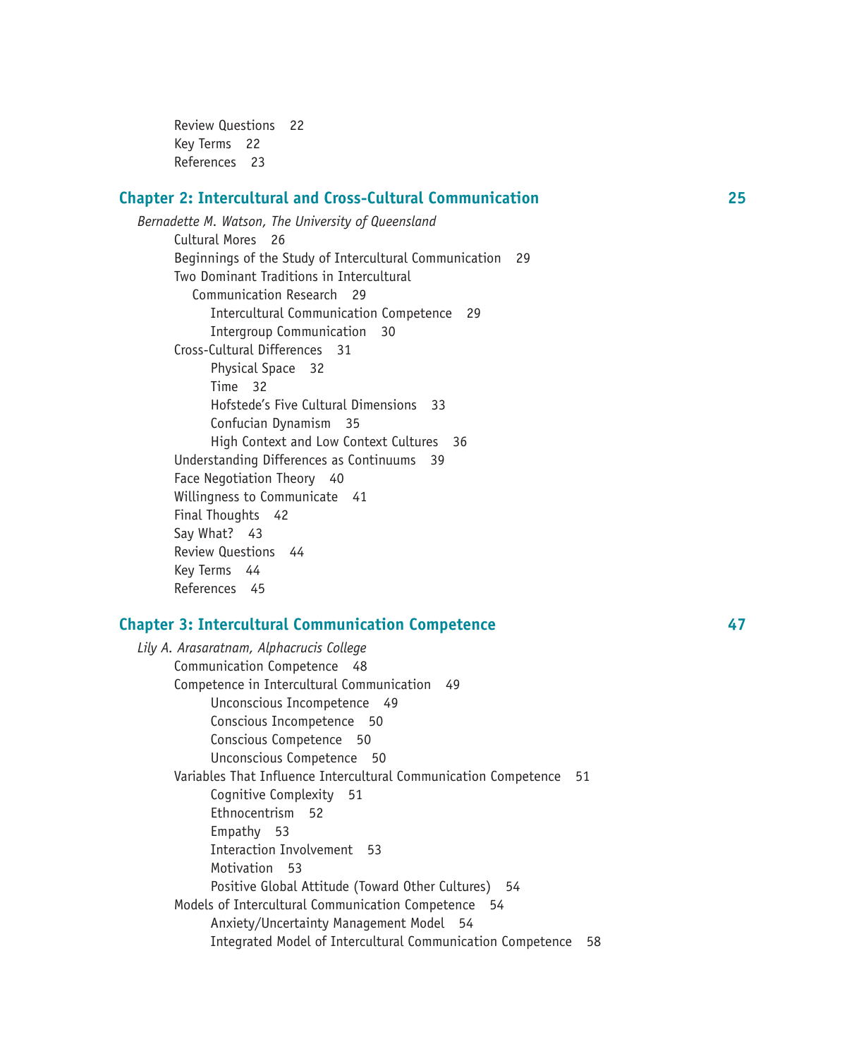- Review Questions 22
- Key Terms 22
- References 23

## Chapter 2: Intercultural and Cross-Cultural Communication 25

*Bernadette M. Watson, The University of Queensland*

- Cultural Mores 26
- Beginnings of the Study of Intercultural Communication 29
- Two Dominant Traditions in Intercultural Communication Research 29
  - Intercultural Communication Competence 29
  - Intergroup Communication 30
- Cross-Cultural Differences 31
  - Physical Space 32
  - Time 32
  - Hofstede's Five Cultural Dimensions 33
  - Confucian Dynamism 35
  - High Context and Low Context Cultures 36
- Understanding Differences as Continuums 39
- Face Negotiation Theory 40
- Willingness to Communicate 41
- Final Thoughts 42
- Say What? 43
- Review Questions 44
- Key Terms 44
- References 45

## Chapter 3: Intercultural Communication Competence 47

*Lily A. Arasaratnam, Alphacrucis College*

- Communication Competence 48
- Competence in Intercultural Communication 49
  - Unconscious Incompetence 49
  - Conscious Incompetence 50
  - Conscious Competence 50
  - Unconscious Competence 50
- Variables That Influence Intercultural Communication Competence 51
  - Cognitive Complexity 51
  - Ethnocentrism 52
  - Empathy 53
  - Interaction Involvement 53
  - Motivation 53
  - Positive Global Attitude (Toward Other Cultures) 54
- Models of Intercultural Communication Competence 54
  - Anxiety/Uncertainty Management Model 54
  - Integrated Model of Intercultural Communication Competence 58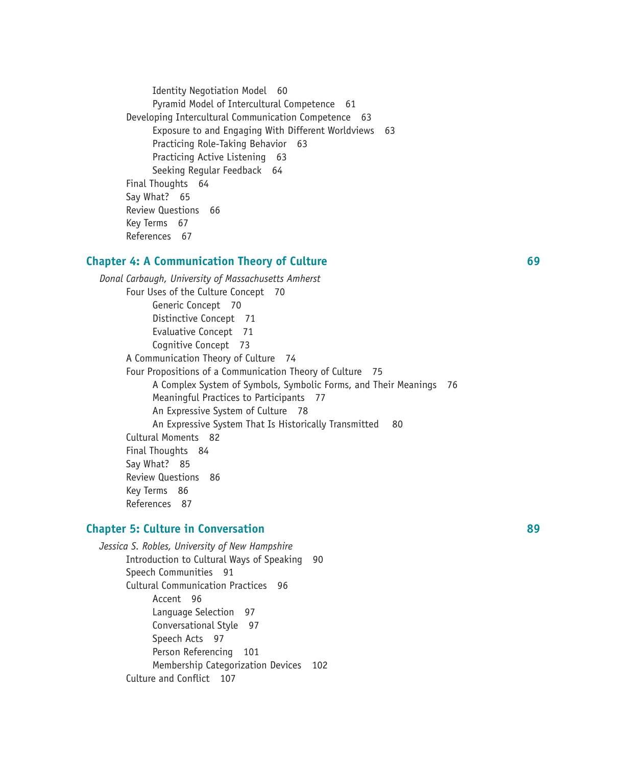- Identity Negotiation Model 60
- Pyramid Model of Intercultural Competence 61

Developing Intercultural Communication Competence 63

- Exposure to and Engaging With Different Worldviews 63
- Practicing Role-Taking Behavior 63
- Practicing Active Listening 63
- Seeking Regular Feedback 64

Final Thoughts 64
Say What? 65
Review Questions 66
Key Terms 67
References 67

## Chapter 4: A Communication Theory of Culture 69

*Donal Carbaugh, University of Massachusetts Amherst*

Four Uses of the Culture Concept 70

- Generic Concept 70
- Distinctive Concept 71
- Evaluative Concept 71
- Cognitive Concept 73

A Communication Theory of Culture 74
Four Propositions of a Communication Theory of Culture 75

- A Complex System of Symbols, Symbolic Forms, and Their Meanings 76
- Meaningful Practices to Participants 77
- An Expressive System of Culture 78
- An Expressive System That Is Historically Transmitted 80

Cultural Moments 82
Final Thoughts 84
Say What? 85
Review Questions 86
Key Terms 86
References 87

## Chapter 5: Culture in Conversation 89

*Jessica S. Robles, University of New Hampshire*

Introduction to Cultural Ways of Speaking 90
Speech Communities 91
Cultural Communication Practices 96

- Accent 96
- Language Selection 97
- Conversational Style 97
- Speech Acts 97
- Person Referencing 101
- Membership Categorization Devices 102

Culture and Conflict 107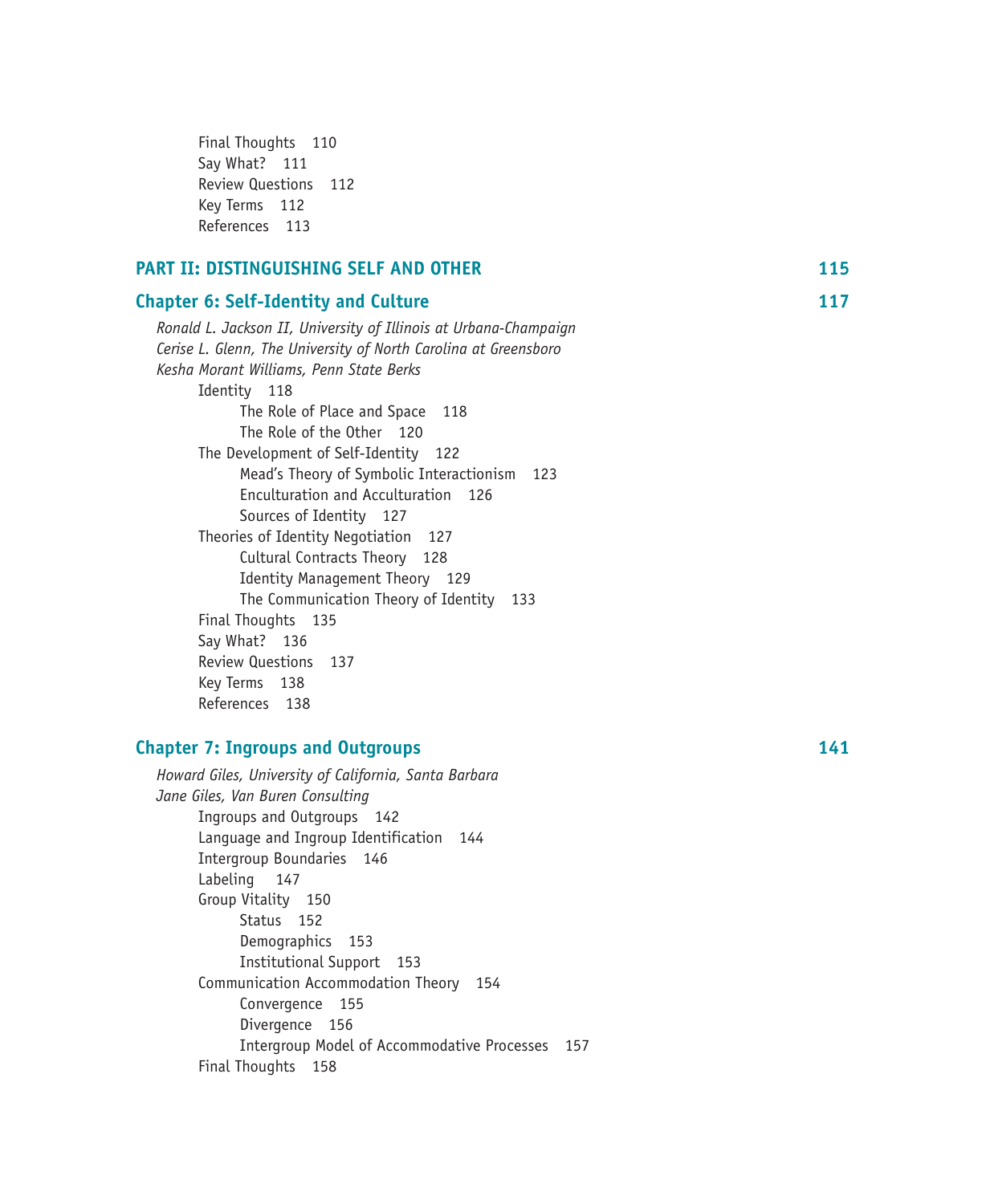Final Thoughts 110
Say What? 111
Review Questions 112
Key Terms 112
References 113

## PART II: DISTINGUISHING SELF AND OTHER 115

## Chapter 6: Self-Identity and Culture 117

*Ronald L. Jackson II, University of Illinois at Urbana-Champaign*
*Cerise L. Glenn, The University of North Carolina at Greensboro*
*Kesha Morant Williams, Penn State Berks*

- Identity 118
    - The Role of Place and Space 118
    - The Role of the Other 120
- The Development of Self-Identity 122
    - Mead's Theory of Symbolic Interactionism 123
    - Enculturation and Acculturation 126
    - Sources of Identity 127
- Theories of Identity Negotiation 127
    - Cultural Contracts Theory 128
    - Identity Management Theory 129
    - The Communication Theory of Identity 133
- Final Thoughts 135
- Say What? 136
- Review Questions 137
- Key Terms 138
- References 138

## Chapter 7: Ingroups and Outgroups 141

*Howard Giles, University of California, Santa Barbara*
*Jane Giles, Van Buren Consulting*

- Ingroups and Outgroups 142
- Language and Ingroup Identification 144
- Intergroup Boundaries 146
- Labeling 147
- Group Vitality 150
    - Status 152
    - Demographics 153
    - Institutional Support 153
- Communication Accommodation Theory 154
    - Convergence 155
    - Divergence 156
    - Intergroup Model of Accommodative Processes 157
- Final Thoughts 158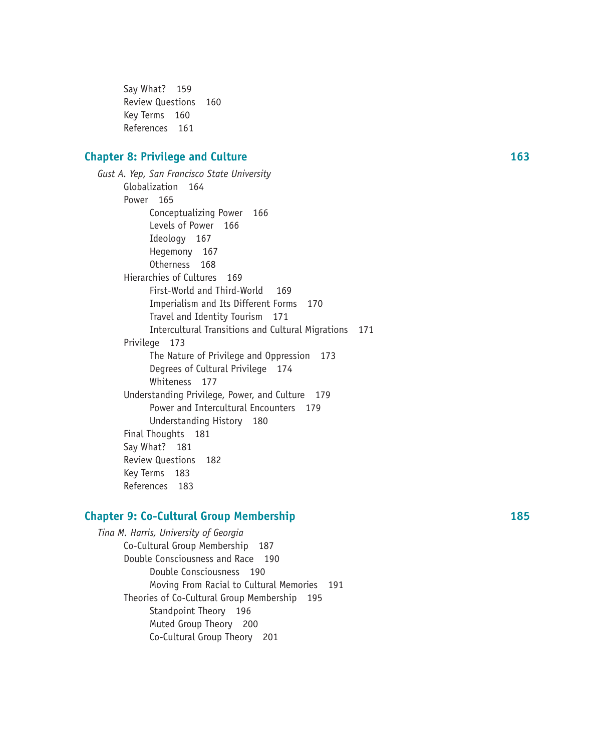Say What? 159
Review Questions 160
Key Terms 160
References 161

## Chapter 8: Privilege and Culture — 163

*Gust A. Yep, San Francisco State University*

- Globalization 164
- Power 165
  - Conceptualizing Power 166
  - Levels of Power 166
  - Ideology 167
  - Hegemony 167
  - Otherness 168
- Hierarchies of Cultures 169
  - First-World and Third-World 169
  - Imperialism and Its Different Forms 170
  - Travel and Identity Tourism 171
  - Intercultural Transitions and Cultural Migrations 171
- Privilege 173
  - The Nature of Privilege and Oppression 173
  - Degrees of Cultural Privilege 174
  - Whiteness 177
- Understanding Privilege, Power, and Culture 179
  - Power and Intercultural Encounters 179
  - Understanding History 180
- Final Thoughts 181
- Say What? 181
- Review Questions 182
- Key Terms 183
- References 183

## Chapter 9: Co-Cultural Group Membership — 185

*Tina M. Harris, University of Georgia*

- Co-Cultural Group Membership 187
- Double Consciousness and Race 190
  - Double Consciousness 190
  - Moving From Racial to Cultural Memories 191
- Theories of Co-Cultural Group Membership 195
  - Standpoint Theory 196
  - Muted Group Theory 200
  - Co-Cultural Group Theory 201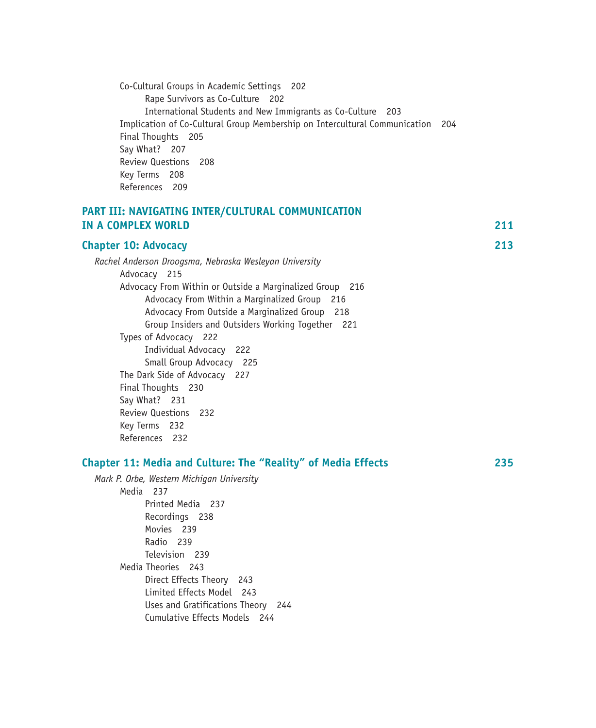Co-Cultural Groups in Academic Settings 202
    Rape Survivors as Co-Culture 202
    International Students and New Immigrants as Co-Culture 203
Implication of Co-Cultural Group Membership on Intercultural Communication 204
Final Thoughts 205
Say What? 207
Review Questions 208
Key Terms 208
References 209

## PART III: NAVIGATING INTER/CULTURAL COMMUNICATION IN A COMPLEX WORLD 211

## Chapter 10: Advocacy 213

*Rachel Anderson Droogsma, Nebraska Wesleyan University*

Advocacy 215
Advocacy From Within or Outside a Marginalized Group 216
    Advocacy From Within a Marginalized Group 216
    Advocacy From Outside a Marginalized Group 218
    Group Insiders and Outsiders Working Together 221
Types of Advocacy 222
    Individual Advocacy 222
    Small Group Advocacy 225
The Dark Side of Advocacy 227
Final Thoughts 230
Say What? 231
Review Questions 232
Key Terms 232
References 232

## Chapter 11: Media and Culture: The “Reality” of Media Effects 235

*Mark P. Orbe, Western Michigan University*

Media 237
    Printed Media 237
    Recordings 238
    Movies 239
    Radio 239
    Television 239
Media Theories 243
    Direct Effects Theory 243
    Limited Effects Model 243
    Uses and Gratifications Theory 244
    Cumulative Effects Models 244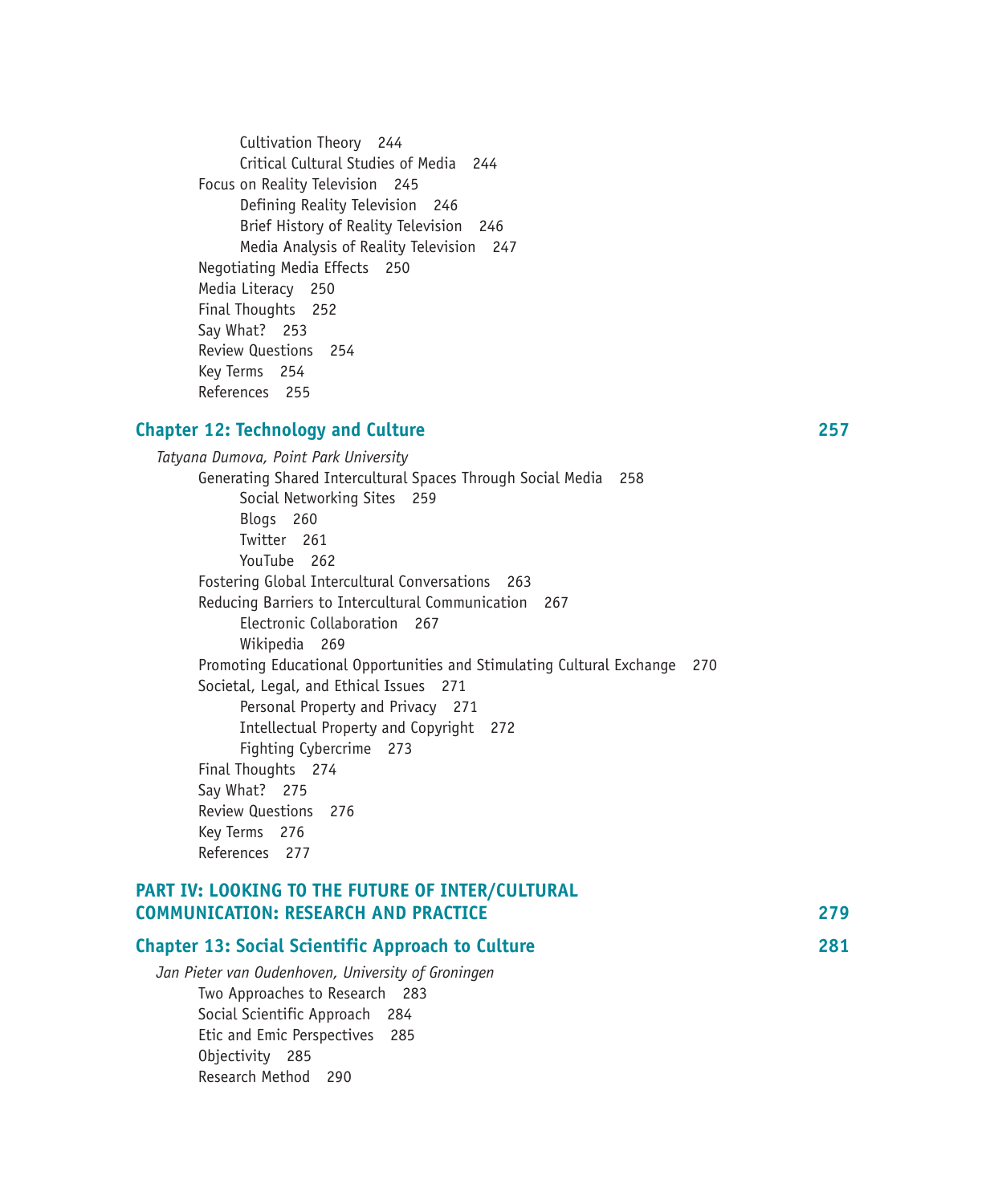Cultivation Theory 244
Critical Cultural Studies of Media 244
Focus on Reality Television 245
Defining Reality Television 246
Brief History of Reality Television 246
Media Analysis of Reality Television 247
Negotiating Media Effects 250
Media Literacy 250
Final Thoughts 252
Say What? 253
Review Questions 254
Key Terms 254
References 255

## Chapter 12: Technology and Culture 257

*Tatyana Dumova, Point Park University*

- Generating Shared Intercultural Spaces Through Social Media 258
  - Social Networking Sites 259
  - Blogs 260
  - Twitter 261
  - YouTube 262
- Fostering Global Intercultural Conversations 263
- Reducing Barriers to Intercultural Communication 267
  - Electronic Collaboration 267
  - Wikipedia 269
- Promoting Educational Opportunities and Stimulating Cultural Exchange 270
- Societal, Legal, and Ethical Issues 271
  - Personal Property and Privacy 271
  - Intellectual Property and Copyright 272
  - Fighting Cybercrime 273
- Final Thoughts 274
- Say What? 275
- Review Questions 276
- Key Terms 276
- References 277

## PART IV: LOOKING TO THE FUTURE OF INTER/CULTURAL COMMUNICATION: RESEARCH AND PRACTICE 279

## Chapter 13: Social Scientific Approach to Culture 281

*Jan Pieter van Oudenhoven, University of Groningen*

- Two Approaches to Research 283
- Social Scientific Approach 284
- Etic and Emic Perspectives 285
- Objectivity 285
- Research Method 290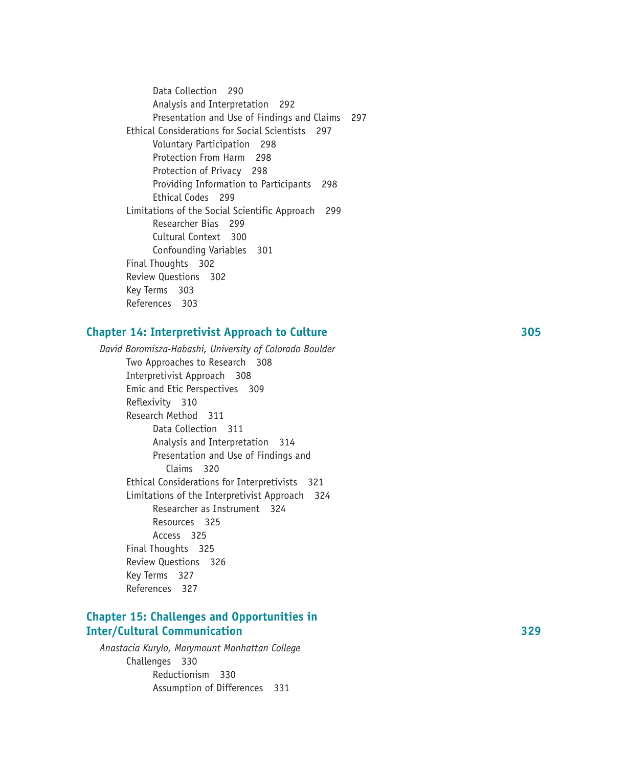- Data Collection 290
- Analysis and Interpretation 292
- Presentation and Use of Findings and Claims 297

Ethical Considerations for Social Scientists 297

- Voluntary Participation 298
- Protection From Harm 298
- Protection of Privacy 298
- Providing Information to Participants 298
- Ethical Codes 299

Limitations of the Social Scientific Approach 299

- Researcher Bias 299
- Cultural Context 300
- Confounding Variables 301

Final Thoughts 302

Review Questions 302

Key Terms 303

References 303

## Chapter 14: Interpretivist Approach to Culture 305

*David Boromisza-Habashi, University of Colorado Boulder*

Two Approaches to Research 308

Interpretivist Approach 308

Emic and Etic Perspectives 309

Reflexivity 310

Research Method 311

- Data Collection 311
- Analysis and Interpretation 314
- Presentation and Use of Findings and Claims 320

Ethical Considerations for Interpretivists 321

Limitations of the Interpretivist Approach 324

- Researcher as Instrument 324
- Resources 325
- Access 325

Final Thoughts 325

Review Questions 326

Key Terms 327

References 327

## Chapter 15: Challenges and Opportunities in Inter/Cultural Communication 329

*Anastacia Kurylo, Marymount Manhattan College*

Challenges 330

- Reductionism 330
- Assumption of Differences 331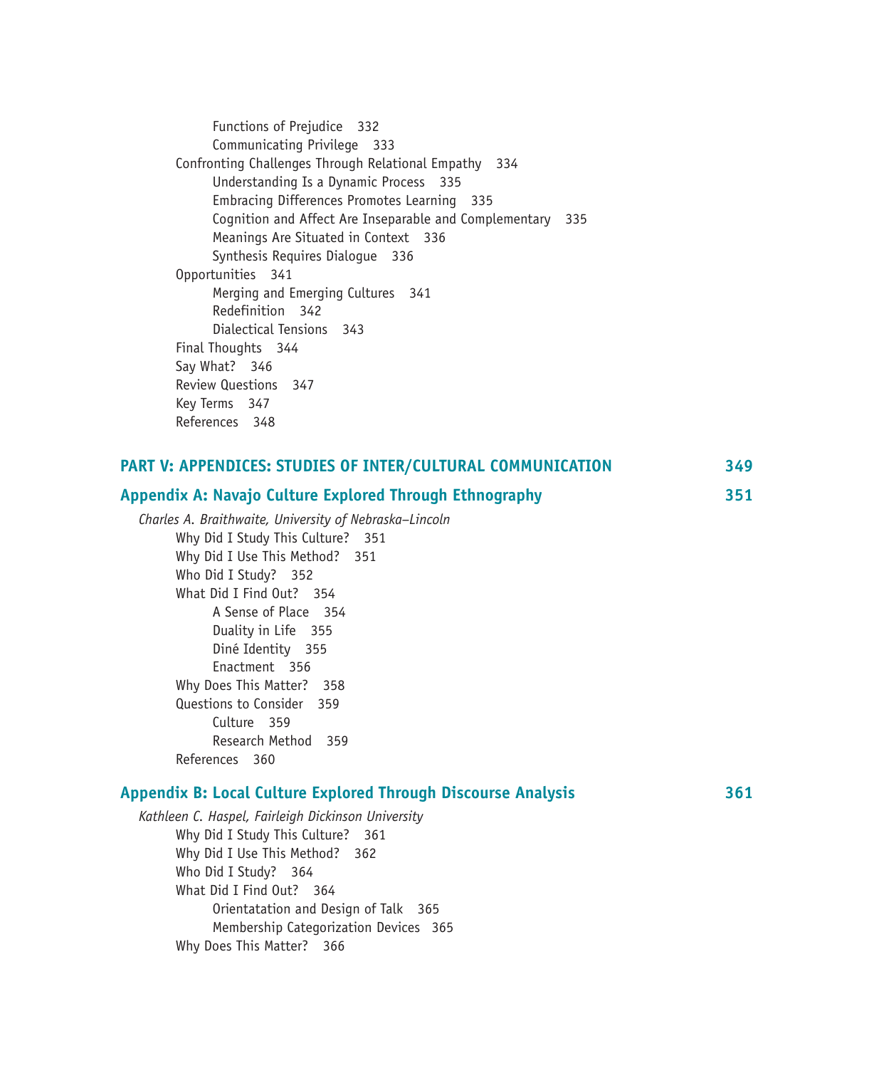Functions of Prejudice 332
Communicating Privilege 333

Confronting Challenges Through Relational Empathy 334

Understanding Is a Dynamic Process 335
Embracing Differences Promotes Learning 335
Cognition and Affect Are Inseparable and Complementary 335
Meanings Are Situated in Context 336
Synthesis Requires Dialogue 336

Opportunities 341

Merging and Emerging Cultures 341
Redefinition 342
Dialectical Tensions 343

Final Thoughts 344
Say What? 346
Review Questions 347
Key Terms 347
References 348

## PART V: APPENDICES: STUDIES OF INTER/CULTURAL COMMUNICATION 349

## Appendix A: Navajo Culture Explored Through Ethnography 351

*Charles A. Braithwaite, University of Nebraska–Lincoln*

Why Did I Study This Culture? 351
Why Did I Use This Method? 351
Who Did I Study? 352
What Did I Find Out? 354

A Sense of Place 354
Duality in Life 355
Diné Identity 355
Enactment 356

Why Does This Matter? 358
Questions to Consider 359

Culture 359
Research Method 359

References 360

## Appendix B: Local Culture Explored Through Discourse Analysis 361

*Kathleen C. Haspel, Fairleigh Dickinson University*

Why Did I Study This Culture? 361
Why Did I Use This Method? 362
Who Did I Study? 364
What Did I Find Out? 364

Orientatation and Design of Talk 365
Membership Categorization Devices 365

Why Does This Matter? 366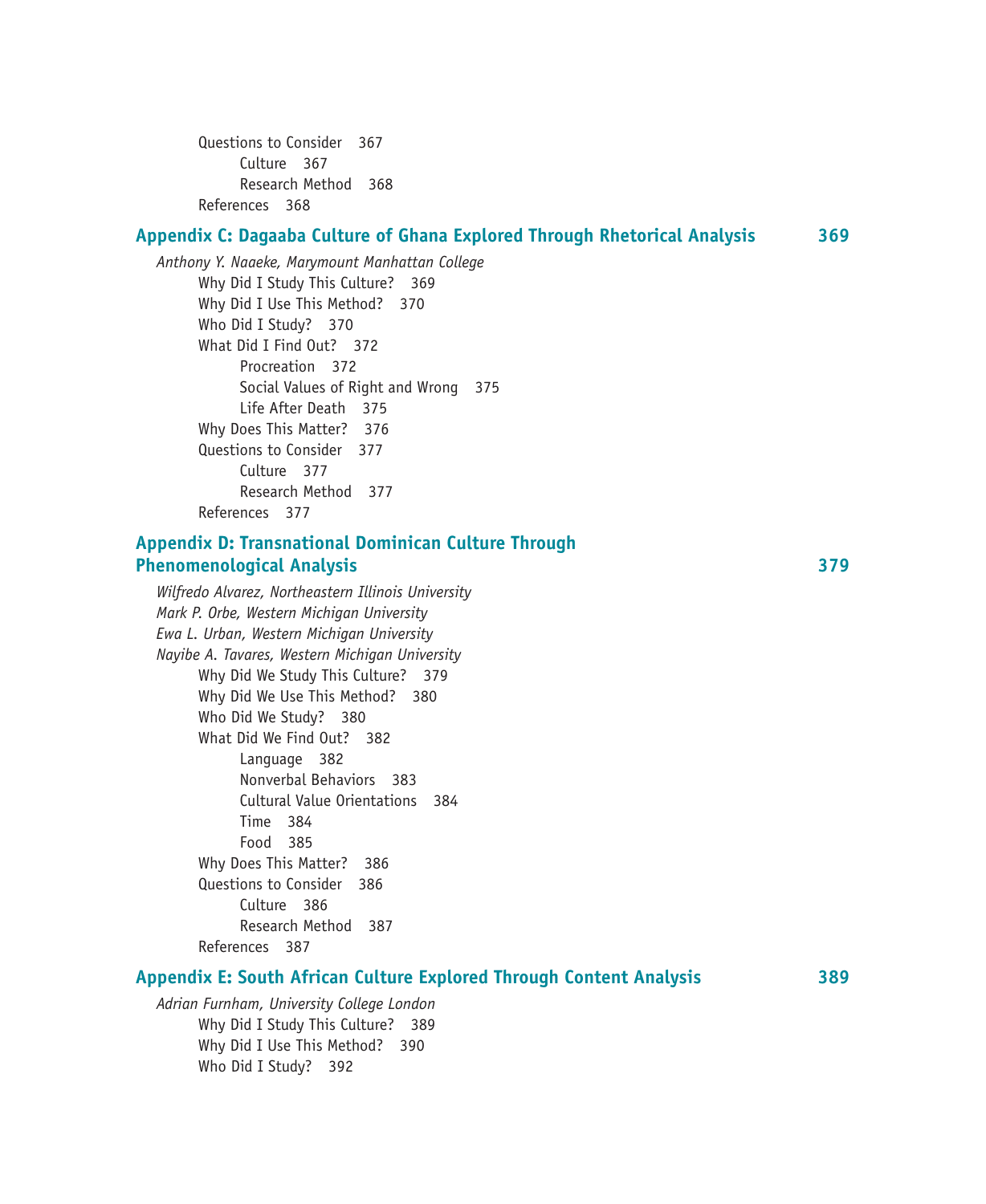Questions to Consider 367

Culture 367

Research Method 368

References 368

## Appendix C: Dagaaba Culture of Ghana Explored Through Rhetorical Analysis 369

*Anthony Y. Naaeke, Marymount Manhattan College*

Why Did I Study This Culture? 369

Why Did I Use This Method? 370

Who Did I Study? 370

What Did I Find Out? 372

Procreation 372

Social Values of Right and Wrong 375

Life After Death 375

Why Does This Matter? 376

Questions to Consider 377

Culture 377

Research Method 377

References 377

## Appendix D: Transnational Dominican Culture Through Phenomenological Analysis 379

*Wilfredo Alvarez, Northeastern Illinois University*
*Mark P. Orbe, Western Michigan University*
*Ewa L. Urban, Western Michigan University*
*Nayibe A. Tavares, Western Michigan University*

Why Did We Study This Culture? 379

Why Did We Use This Method? 380

Who Did We Study? 380

What Did We Find Out? 382

Language 382

Nonverbal Behaviors 383

Cultural Value Orientations 384

Time 384

Food 385

Why Does This Matter? 386

Questions to Consider 386

Culture 386

Research Method 387

References 387

## Appendix E: South African Culture Explored Through Content Analysis 389

*Adrian Furnham, University College London*

Why Did I Study This Culture? 389

Why Did I Use This Method? 390

Who Did I Study? 392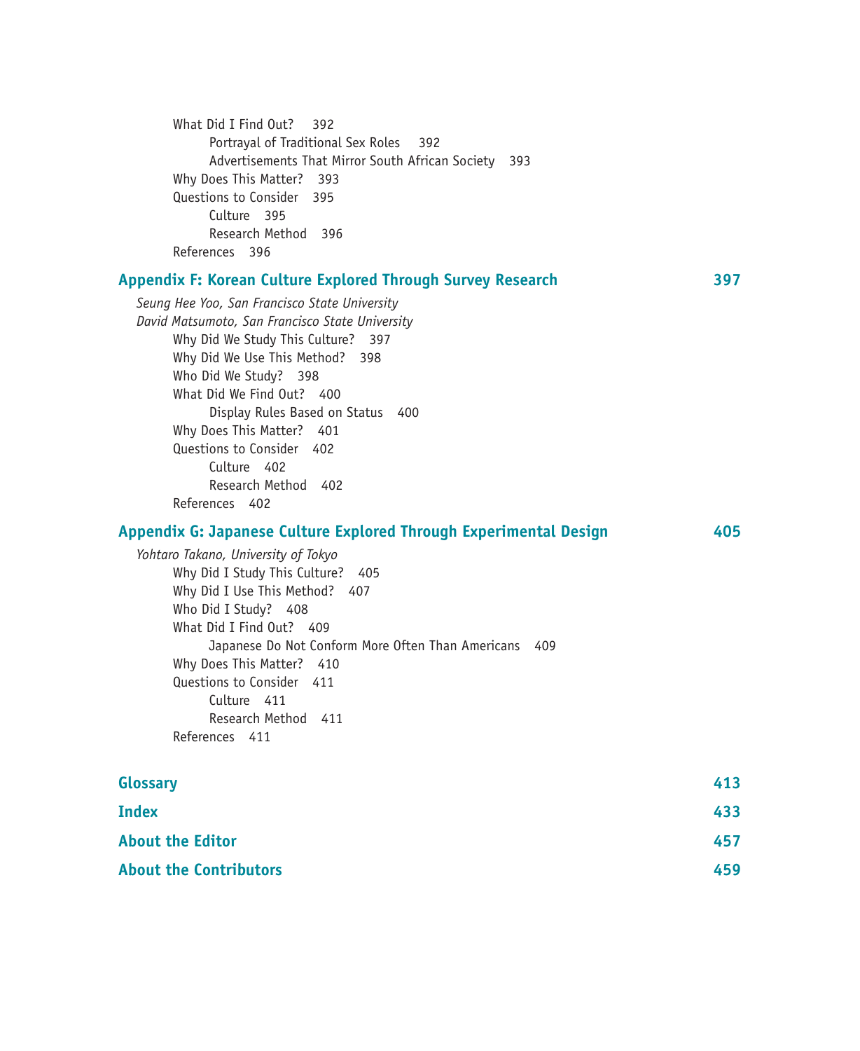What Did I Find Out? 392

Portrayal of Traditional Sex Roles 392

Advertisements That Mirror South African Society 393

Why Does This Matter? 393

Questions to Consider 395

Culture 395

Research Method 396

References 396

## Appendix F: Korean Culture Explored Through Survey Research 397

*Seung Hee Yoo, San Francisco State University*
*David Matsumoto, San Francisco State University*

Why Did We Study This Culture? 397

Why Did We Use This Method? 398

Who Did We Study? 398

What Did We Find Out? 400

Display Rules Based on Status 400

Why Does This Matter? 401

Questions to Consider 402

Culture 402

Research Method 402

References 402

## Appendix G: Japanese Culture Explored Through Experimental Design 405

*Yohtaro Takano, University of Tokyo*

Why Did I Study This Culture? 405

Why Did I Use This Method? 407

Who Did I Study? 408

What Did I Find Out? 409

Japanese Do Not Conform More Often Than Americans 409

Why Does This Matter? 410

Questions to Consider 411

Culture 411

Research Method 411

References 411

## Glossary 413

## Index 433

## About the Editor 457

## About the Contributors 459